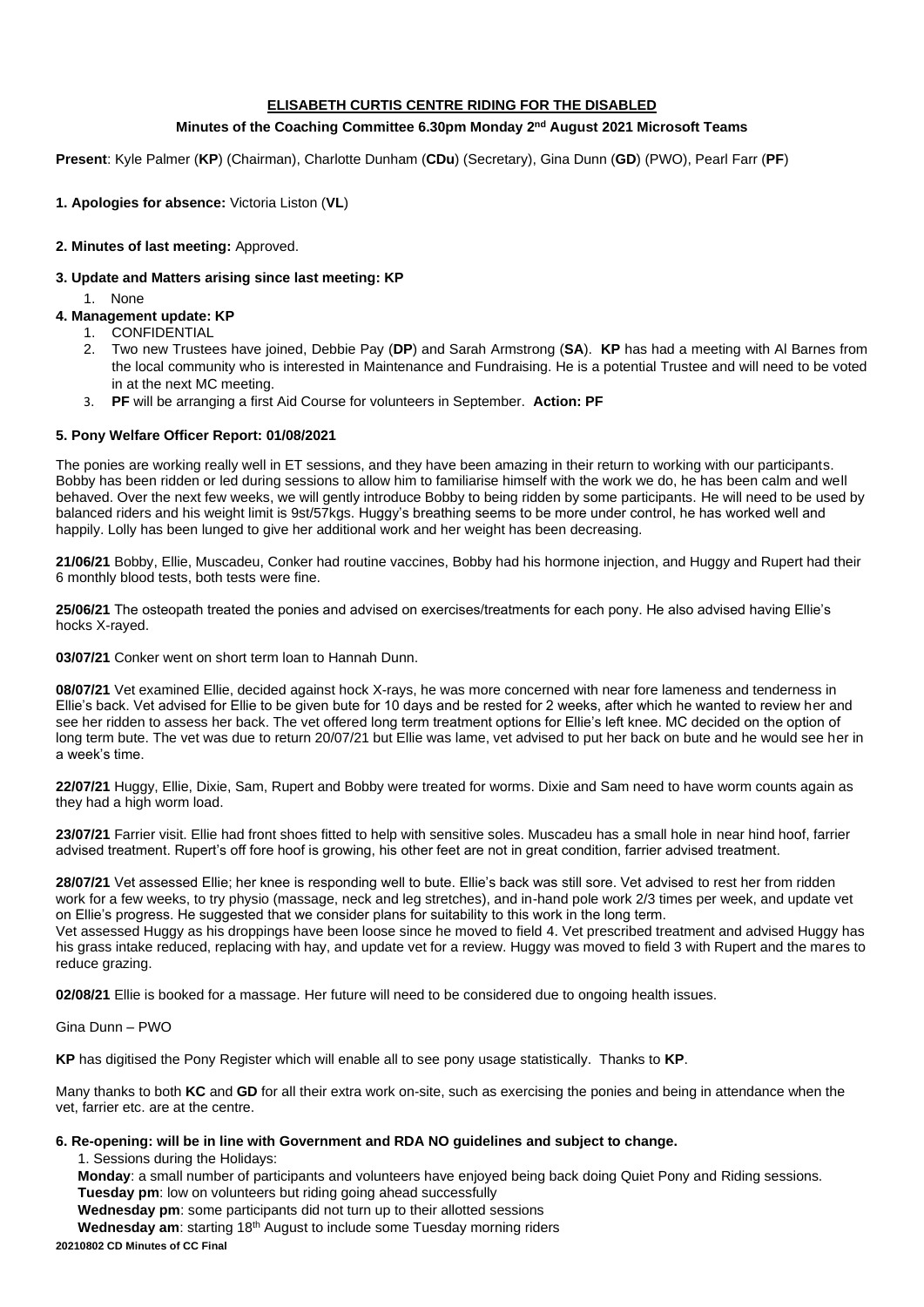**ELISABETH CURTIS CENTRE RIDING FOR THE DISABLED**

**Minutes of the Coaching Committee 6.30pm Monday 2nd August 2021 Microsoft Teams**

**Present**: Kyle Palmer (**KP**) (Chairman), Charlotte Dunham (**CDu**) (Secretary), Gina Dunn (**GD**) (PWO), Pearl Farr (**PF**)

**1. Apologies for absence:** Victoria Liston (**VL**)

**2. Minutes of last meeting:** Approved.

**3. Update and Matters arising since last meeting: KP**

1. None

**4. Management update: KP**

1. CONFIDENTIAL
2. Two new Trustees have joined, Debbie Pay (**DP**) and Sarah Armstrong (**SA**). **KP** has had a meeting with Al Barnes from the local community who is interested in Maintenance and Fundraising. He is a potential Trustee and will need to be voted in at the next MC meeting.
3. **PF** will be arranging a first Aid Course for volunteers in September. **Action: PF**

**5. Pony Welfare Officer Report: 01/08/2021**

The ponies are working really well in ET sessions, and they have been amazing in their return to working with our participants. Bobby has been ridden or led during sessions to allow him to familiarise himself with the work we do, he has been calm and well behaved. Over the next few weeks, we will gently introduce Bobby to being ridden by some participants. He will need to be used by balanced riders and his weight limit is 9st/57kgs. Huggy's breathing seems to be more under control, he has worked well and happily. Lolly has been lunged to give her additional work and her weight has been decreasing.

**21/06/21** Bobby, Ellie, Muscadeu, Conker had routine vaccines, Bobby had his hormone injection, and Huggy and Rupert had their 6 monthly blood tests, both tests were fine.

**25/06/21** The osteopath treated the ponies and advised on exercises/treatments for each pony. He also advised having Ellie's hocks X-rayed.

**03/07/21** Conker went on short term loan to Hannah Dunn.

**08/07/21** Vet examined Ellie, decided against hock X-rays, he was more concerned with near fore lameness and tenderness in Ellie's back. Vet advised for Ellie to be given bute for 10 days and be rested for 2 weeks, after which he wanted to review her and see her ridden to assess her back. The vet offered long term treatment options for Ellie's left knee. MC decided on the option of long term bute. The vet was due to return 20/07/21 but Ellie was lame, vet advised to put her back on bute and he would see her in a week's time.

**22/07/21** Huggy, Ellie, Dixie, Sam, Rupert and Bobby were treated for worms. Dixie and Sam need to have worm counts again as they had a high worm load.

**23/07/21** Farrier visit. Ellie had front shoes fitted to help with sensitive soles. Muscadeu has a small hole in near hind hoof, farrier advised treatment. Rupert's off fore hoof is growing, his other feet are not in great condition, farrier advised treatment.

**28/07/21** Vet assessed Ellie; her knee is responding well to bute. Ellie's back was still sore. Vet advised to rest her from ridden work for a few weeks, to try physio (massage, neck and leg stretches), and in-hand pole work 2/3 times per week, and update vet on Ellie's progress. He suggested that we consider plans for suitability to this work in the long term.
Vet assessed Huggy as his droppings have been loose since he moved to field 4. Vet prescribed treatment and advised Huggy has his grass intake reduced, replacing with hay, and update vet for a review. Huggy was moved to field 3 with Rupert and the mares to reduce grazing.

**02/08/21** Ellie is booked for a massage. Her future will need to be considered due to ongoing health issues.

Gina Dunn – PWO

**KP** has digitised the Pony Register which will enable all to see pony usage statistically. Thanks to **KP**.

Many thanks to both **KC** and **GD** for all their extra work on-site, such as exercising the ponies and being in attendance when the vet, farrier etc. are at the centre.

**6. Re-opening: will be in line with Government and RDA NO guidelines and subject to change.**

1. Sessions during the Holidays:

**Monday**: a small number of participants and volunteers have enjoyed being back doing Quiet Pony and Riding sessions.
**Tuesday pm**: low on volunteers but riding going ahead successfully
**Wednesday pm**: some participants did not turn up to their allotted sessions
**Wednesday am**: starting 18th August to include some Tuesday morning riders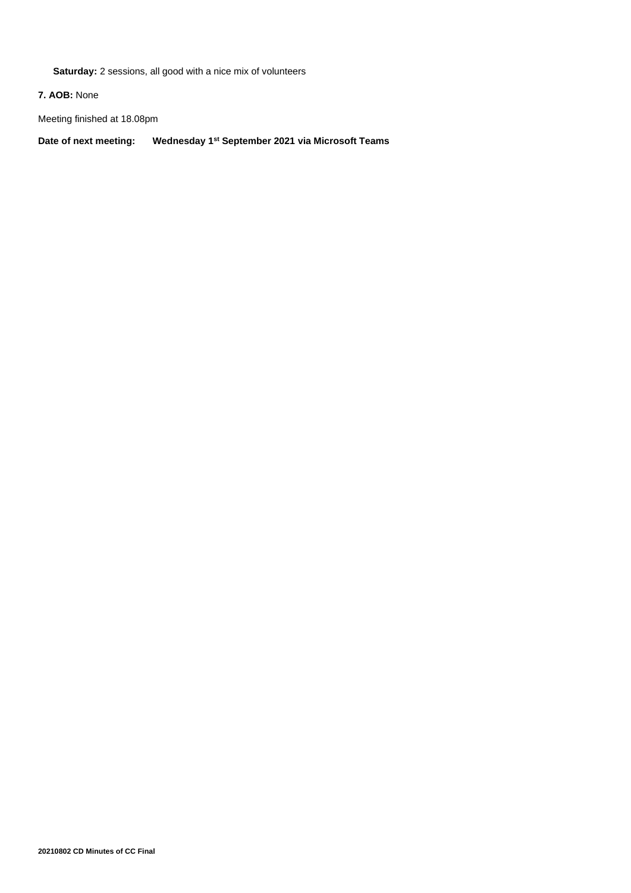**Saturday:** 2 sessions, all good with a nice mix of volunteers

**7. AOB:** None

Meeting finished at 18.08pm

**Date of next meeting: Wednesday 1st September 2021 via Microsoft Teams**